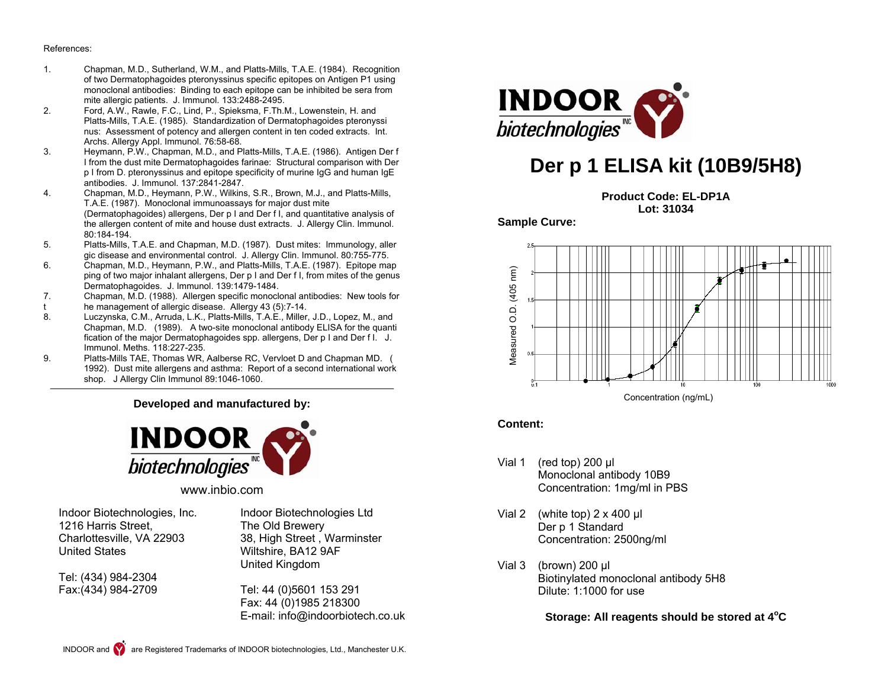References:

1. Chapman, M.D., Sutherland, W.M., and Platts-Mills, T.A.E. (1984). Recognition of two Dermatophagoides pteronyssinus specific epitopes on Antigen P1 using monoclonal antibodies: Binding to each epitope can be inhibited be sera from mite allergic patients. J. Immunol. 133:2488-2495.
2. Ford, A.W., Rawle, F.C., Lind, P., Spieksma, F.Th.M., Lowenstein, H. and Platts-Mills, T.A.E. (1985). Standardization of Dermatophagoides pteronyssi nus: Assessment of potency and allergen content in ten coded extracts. Int. Archs. Allergy Appl. Immunol. 76:58-68.
3. Heymann, P.W., Chapman, M.D., and Platts-Mills, T.A.E. (1986). Antigen Der f I from the dust mite Dermatophagoides farinae: Structural comparison with Der p I from D. pteronyssinus and epitope specificity of murine IgG and human IgE antibodies. J. Immunol. 137:2841-2847.
4. Chapman, M.D., Heymann, P.W., Wilkins, S.R., Brown, M.J., and Platts-Mills, T.A.E. (1987). Monoclonal immunoassays for major dust mite (Dermatophagoides) allergens, Der p I and Der f I, and quantitative analysis of the allergen content of mite and house dust extracts. J. Allergy Clin. Immunol. 80:184-194.
5. Platts-Mills, T.A.E. and Chapman, M.D. (1987). Dust mites: Immunology, aller gic disease and environmental control. J. Allergy Clin. Immunol. 80:755-775.
6. Chapman, M.D., Heymann, P.W., and Platts-Mills, T.A.E. (1987). Epitope map ping of two major inhalant allergens, Der p I and Der f I, from mites of the genus Dermatophagoides. J. Immunol. 139:1479-1484.
7. Chapman, M.D. (1988). Allergen specific monoclonal antibodies: New tools for the management of allergic disease. Allergy 43 (5):7-14.
8. Luczynska, C.M., Arruda, L.K., Platts-Mills, T.A.E., Miller, J.D., Lopez, M., and Chapman, M.D. (1989). A two-site monoclonal antibody ELISA for the quanti fication of the major Dermatophagoides spp. allergens, Der p I and Der f I. J. Immunol. Meths. 118:227-235.
9. Platts-Mills TAE, Thomas WR, Aalberse RC, Vervloet D and Chapman MD. (1992). Dust mite allergens and asthma: Report of a second international work shop. J Allergy Clin Immunol 89:1046-1060.

**Developed and manufactured by:**

INDOOR biotechnologies INC

www.inbio.com

Indoor Biotechnologies, Inc.
1216 Harris Street,
Charlottesville, VA 22903
United States

Tel: (434) 984-2304
Fax:(434) 984-2709

Indoor Biotechnologies Ltd
The Old Brewery
38, High Street , Warminster
Wiltshire, BA12 9AF
United Kingdom

Tel: 44 (0)5601 153 291
Fax: 44 (0)1985 218300
E-mail: info@indoorbiotech.co.uk

INDOOR and are Registered Trademarks of INDOOR biotechnologies, Ltd., Manchester U.K.

INDOOR biotechnologies INC

# Der p 1 ELISA kit (10B9/5H8)

**Product Code: EL-DP1A**
**Lot: 31034**

**Sample Curve:**

Measured O.D. (405 nm) vs. Concentration (ng/mL)

**Content:**

Vial 1 (red top) 200 µl
Monoclonal antibody 10B9
Concentration: 1mg/ml in PBS

Vial 2 (white top) 2 x 400 µl
Der p 1 Standard
Concentration: 2500ng/ml

Vial 3 (brown) 200 µl
Biotinylated monoclonal antibody 5H8
Dilute: 1:1000 for use

**Storage: All reagents should be stored at 4°C**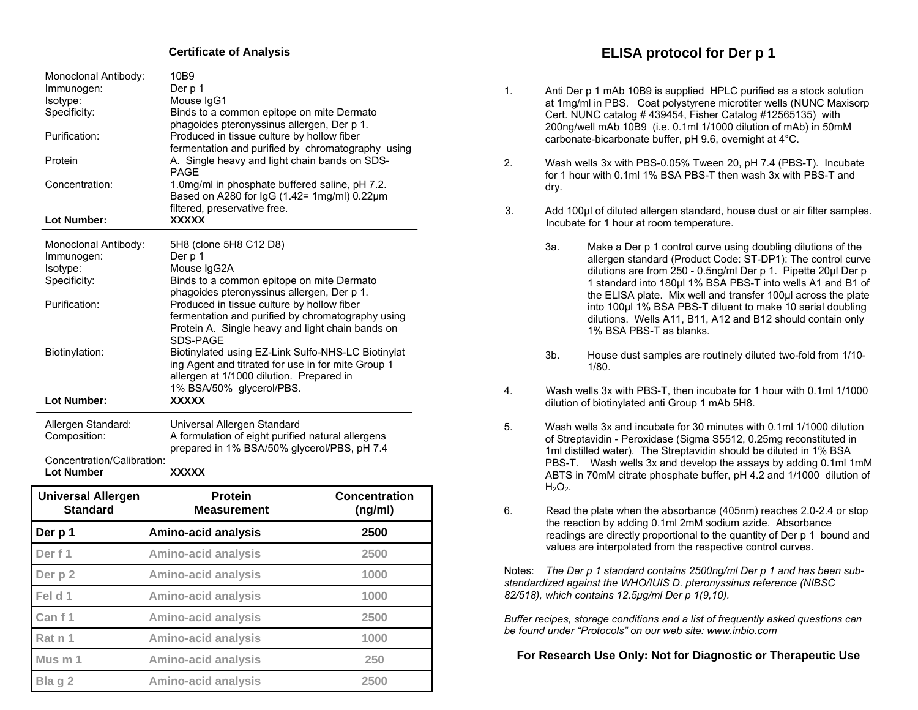## Certificate of Analysis

| | |
|---|---|
| Monoclonal Antibody: | 10B9 |
| Immunogen: | Der p 1 |
| Isotype: | Mouse IgG1 |
| Specificity: | Binds to a common epitope on mite Dermato phagoides pteronyssinus allergen, Der p 1. |
| Purification: | Produced in tissue culture by hollow fiber fermentation and purified by chromatography using |
| Protein | A. Single heavy and light chain bands on SDS-PAGE |
| Concentration: | 1.0mg/ml in phosphate buffered saline, pH 7.2. Based on A280 for IgG (1.42= 1mg/ml) 0.22µm filtered, preservative free. |
| **Lot Number:** | **XXXXX** |

| | |
|---|---|
| Monoclonal Antibody: | 5H8 (clone 5H8 C12 D8) |
| Immunogen: | Der p 1 |
| Isotype: | Mouse IgG2A |
| Specificity: | Binds to a common epitope on mite Dermato phagoides pteronyssinus allergen, Der p 1. |
| Purification: | Produced in tissue culture by hollow fiber fermentation and purified by chromatography using Protein A. Single heavy and light chain bands on SDS-PAGE |
| Biotinylation: | Biotinylated using EZ-Link Sulfo-NHS-LC Biotinylat ing Agent and titrated for use in for mite Group 1 allergen at 1/1000 dilution. Prepared in 1% BSA/50% glycerol/PBS. |
| **Lot Number:** | **XXXXX** |

| | |
|---|---|
| Allergen Standard: | Universal Allergen Standard |
| Composition: | A formulation of eight purified natural allergens prepared in 1% BSA/50% glycerol/PBS, pH 7.4 |
| Concentration/Calibration: | |
| **Lot Number** | **XXXXX** |

| Universal Allergen Standard | Protein Measurement | Concentration (ng/ml) |
|---|---|---|
| **Der p 1** | **Amino-acid analysis** | **2500** |
| Der f 1 | Amino-acid analysis | 2500 |
| Der p 2 | Amino-acid analysis | 1000 |
| Fel d 1 | Amino-acid analysis | 1000 |
| Can f 1 | Amino-acid analysis | 2500 |
| Rat n 1 | Amino-acid analysis | 1000 |
| Mus m 1 | Amino-acid analysis | 250 |
| Bla g 2 | Amino-acid analysis | 2500 |

## ELISA protocol for Der p 1

1. Anti Der p 1 mAb 10B9 is supplied HPLC purified as a stock solution at 1mg/ml in PBS. Coat polystyrene microtiter wells (NUNC Maxisorp Cert. NUNC catalog # 439454, Fisher Catalog #12565135) with 200ng/well mAb 10B9 (i.e. 0.1ml 1/1000 dilution of mAb) in 50mM carbonate-bicarbonate buffer, pH 9.6, overnight at 4°C.

2. Wash wells 3x with PBS-0.05% Tween 20, pH 7.4 (PBS-T). Incubate for 1 hour with 0.1ml 1% BSA PBS-T then wash 3x with PBS-T and dry.

3. Add 100µl of diluted allergen standard, house dust or air filter samples. Incubate for 1 hour at room temperature.

   3a. Make a Der p 1 control curve using doubling dilutions of the allergen standard (Product Code: ST-DP1): The control curve dilutions are from 250 - 0.5ng/ml Der p 1. Pipette 20µl Der p 1 standard into 180µl 1% BSA PBS-T into wells A1 and B1 of the ELISA plate. Mix well and transfer 100µl across the plate into 100µl 1% BSA PBS-T diluent to make 10 serial doubling dilutions. Wells A11, B11, A12 and B12 should contain only 1% BSA PBS-T as blanks.

   3b. House dust samples are routinely diluted two-fold from 1/10-1/80.

4. Wash wells 3x with PBS-T, then incubate for 1 hour with 0.1ml 1/1000 dilution of biotinylated anti Group 1 mAb 5H8.

5. Wash wells 3x and incubate for 30 minutes with 0.1ml 1/1000 dilution of Streptavidin - Peroxidase (Sigma S5512, 0.25mg reconstituted in 1ml distilled water). The Streptavidin should be diluted in 1% BSA PBS-T. Wash wells 3x and develop the assays by adding 0.1ml 1mM ABTS in 70mM citrate phosphate buffer, pH 4.2 and 1/1000 dilution of $H_2O_2$.

6. Read the plate when the absorbance (405nm) reaches 2.0-2.4 or stop the reaction by adding 0.1ml 2mM sodium azide. Absorbance readings are directly proportional to the quantity of Der p 1 bound and values are interpolated from the respective control curves.

Notes: *The Der p 1 standard contains 2500ng/ml Der p 1 and has been sub-standardized against the WHO/IUIS D. pteronyssinus reference (NIBSC 82/518), which contains 12.5µg/ml Der p 1(9,10).*

*Buffer recipes, storage conditions and a list of frequently asked questions can be found under "Protocols" on our web site: www.inbio.com*

**For Research Use Only: Not for Diagnostic or Therapeutic Use**